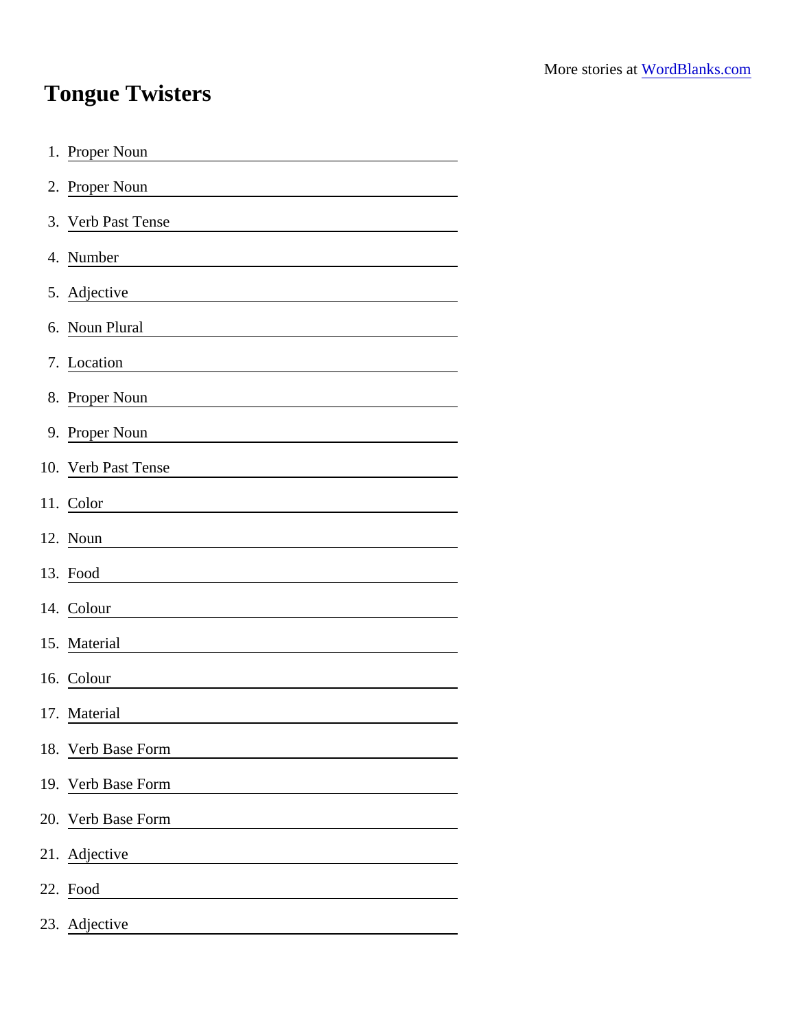More stories at WordBlanks.com

# Tongue Twisters

1. Proper Noun \_\_\_\_\_\_\_\_\_\_\_\_\_\_\_\_\_\_\_\_
2. Proper Noun \_\_\_\_\_\_\_\_\_\_\_\_\_\_\_\_\_\_\_\_
3. Verb Past Tense \_\_\_\_\_\_\_\_\_\_\_\_\_\_\_\_\_\_\_\_
4. Number \_\_\_\_\_\_\_\_\_\_\_\_\_\_\_\_\_\_\_\_
5. Adjective \_\_\_\_\_\_\_\_\_\_\_\_\_\_\_\_\_\_\_\_
6. Noun Plural \_\_\_\_\_\_\_\_\_\_\_\_\_\_\_\_\_\_\_\_
7. Location \_\_\_\_\_\_\_\_\_\_\_\_\_\_\_\_\_\_\_\_
8. Proper Noun \_\_\_\_\_\_\_\_\_\_\_\_\_\_\_\_\_\_\_\_
9. Proper Noun \_\_\_\_\_\_\_\_\_\_\_\_\_\_\_\_\_\_\_\_
10. Verb Past Tense \_\_\_\_\_\_\_\_\_\_\_\_\_\_\_\_\_\_\_\_
11. Color \_\_\_\_\_\_\_\_\_\_\_\_\_\_\_\_\_\_\_\_
12. Noun \_\_\_\_\_\_\_\_\_\_\_\_\_\_\_\_\_\_\_\_
13. Food \_\_\_\_\_\_\_\_\_\_\_\_\_\_\_\_\_\_\_\_
14. Colour \_\_\_\_\_\_\_\_\_\_\_\_\_\_\_\_\_\_\_\_
15. Material \_\_\_\_\_\_\_\_\_\_\_\_\_\_\_\_\_\_\_\_
16. Colour \_\_\_\_\_\_\_\_\_\_\_\_\_\_\_\_\_\_\_\_
17. Material \_\_\_\_\_\_\_\_\_\_\_\_\_\_\_\_\_\_\_\_
18. Verb Base Form \_\_\_\_\_\_\_\_\_\_\_\_\_\_\_\_\_\_\_\_
19. Verb Base Form \_\_\_\_\_\_\_\_\_\_\_\_\_\_\_\_\_\_\_\_
20. Verb Base Form \_\_\_\_\_\_\_\_\_\_\_\_\_\_\_\_\_\_\_\_
21. Adjective \_\_\_\_\_\_\_\_\_\_\_\_\_\_\_\_\_\_\_\_
22. Food \_\_\_\_\_\_\_\_\_\_\_\_\_\_\_\_\_\_\_\_
23. Adjective \_\_\_\_\_\_\_\_\_\_\_\_\_\_\_\_\_\_\_\_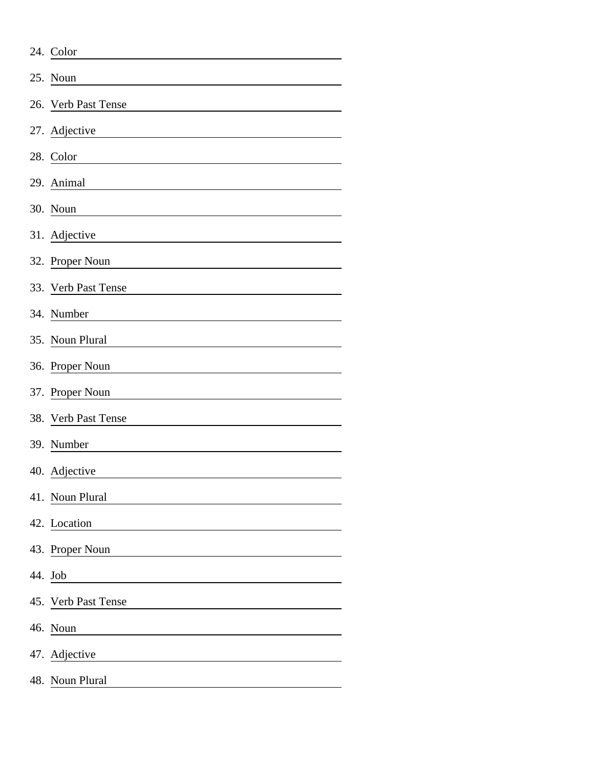24. Color \_\_\_\_\_\_\_\_\_\_\_\_\_\_\_\_\_\_\_\_\_\_\_\_\_\_\_\_\_\_
25. Noun \_\_\_\_\_\_\_\_\_\_\_\_\_\_\_\_\_\_\_\_\_\_\_\_\_\_\_\_\_\_
26. Verb Past Tense \_\_\_\_\_\_\_\_\_\_\_\_\_\_\_\_\_\_\_\_\_\_\_\_\_\_\_\_\_\_
27. Adjective \_\_\_\_\_\_\_\_\_\_\_\_\_\_\_\_\_\_\_\_\_\_\_\_\_\_\_\_\_\_
28. Color \_\_\_\_\_\_\_\_\_\_\_\_\_\_\_\_\_\_\_\_\_\_\_\_\_\_\_\_\_\_
29. Animal \_\_\_\_\_\_\_\_\_\_\_\_\_\_\_\_\_\_\_\_\_\_\_\_\_\_\_\_\_\_
30. Noun \_\_\_\_\_\_\_\_\_\_\_\_\_\_\_\_\_\_\_\_\_\_\_\_\_\_\_\_\_\_
31. Adjective \_\_\_\_\_\_\_\_\_\_\_\_\_\_\_\_\_\_\_\_\_\_\_\_\_\_\_\_\_\_
32. Proper Noun \_\_\_\_\_\_\_\_\_\_\_\_\_\_\_\_\_\_\_\_\_\_\_\_\_\_\_\_\_\_
33. Verb Past Tense \_\_\_\_\_\_\_\_\_\_\_\_\_\_\_\_\_\_\_\_\_\_\_\_\_\_\_\_\_\_
34. Number \_\_\_\_\_\_\_\_\_\_\_\_\_\_\_\_\_\_\_\_\_\_\_\_\_\_\_\_\_\_
35. Noun Plural \_\_\_\_\_\_\_\_\_\_\_\_\_\_\_\_\_\_\_\_\_\_\_\_\_\_\_\_\_\_
36. Proper Noun \_\_\_\_\_\_\_\_\_\_\_\_\_\_\_\_\_\_\_\_\_\_\_\_\_\_\_\_\_\_
37. Proper Noun \_\_\_\_\_\_\_\_\_\_\_\_\_\_\_\_\_\_\_\_\_\_\_\_\_\_\_\_\_\_
38. Verb Past Tense \_\_\_\_\_\_\_\_\_\_\_\_\_\_\_\_\_\_\_\_\_\_\_\_\_\_\_\_\_\_
39. Number \_\_\_\_\_\_\_\_\_\_\_\_\_\_\_\_\_\_\_\_\_\_\_\_\_\_\_\_\_\_
40. Adjective \_\_\_\_\_\_\_\_\_\_\_\_\_\_\_\_\_\_\_\_\_\_\_\_\_\_\_\_\_\_
41. Noun Plural \_\_\_\_\_\_\_\_\_\_\_\_\_\_\_\_\_\_\_\_\_\_\_\_\_\_\_\_\_\_
42. Location \_\_\_\_\_\_\_\_\_\_\_\_\_\_\_\_\_\_\_\_\_\_\_\_\_\_\_\_\_\_
43. Proper Noun \_\_\_\_\_\_\_\_\_\_\_\_\_\_\_\_\_\_\_\_\_\_\_\_\_\_\_\_\_\_
44. Job \_\_\_\_\_\_\_\_\_\_\_\_\_\_\_\_\_\_\_\_\_\_\_\_\_\_\_\_\_\_
45. Verb Past Tense \_\_\_\_\_\_\_\_\_\_\_\_\_\_\_\_\_\_\_\_\_\_\_\_\_\_\_\_\_\_
46. Noun \_\_\_\_\_\_\_\_\_\_\_\_\_\_\_\_\_\_\_\_\_\_\_\_\_\_\_\_\_\_
47. Adjective \_\_\_\_\_\_\_\_\_\_\_\_\_\_\_\_\_\_\_\_\_\_\_\_\_\_\_\_\_\_
48. Noun Plural \_\_\_\_\_\_\_\_\_\_\_\_\_\_\_\_\_\_\_\_\_\_\_\_\_\_\_\_\_\_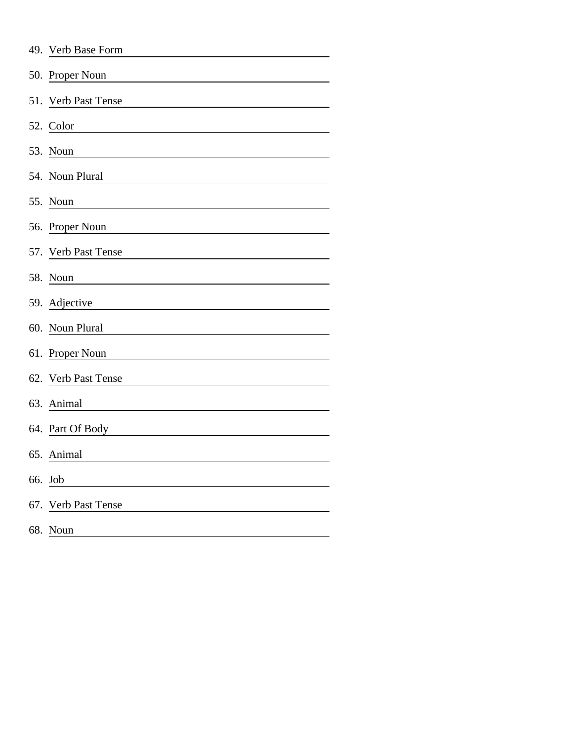49. Verb Base Form ______________________

50. Proper Noun ______________________

51. Verb Past Tense ______________________

52. Color ______________________

53. Noun ______________________

54. Noun Plural ______________________

55. Noun ______________________

56. Proper Noun ______________________

57. Verb Past Tense ______________________

58. Noun ______________________

59. Adjective ______________________

60. Noun Plural ______________________

61. Proper Noun ______________________

62. Verb Past Tense ______________________

63. Animal ______________________

64. Part Of Body ______________________

65. Animal ______________________

66. Job ______________________

67. Verb Past Tense ______________________

68. Noun ______________________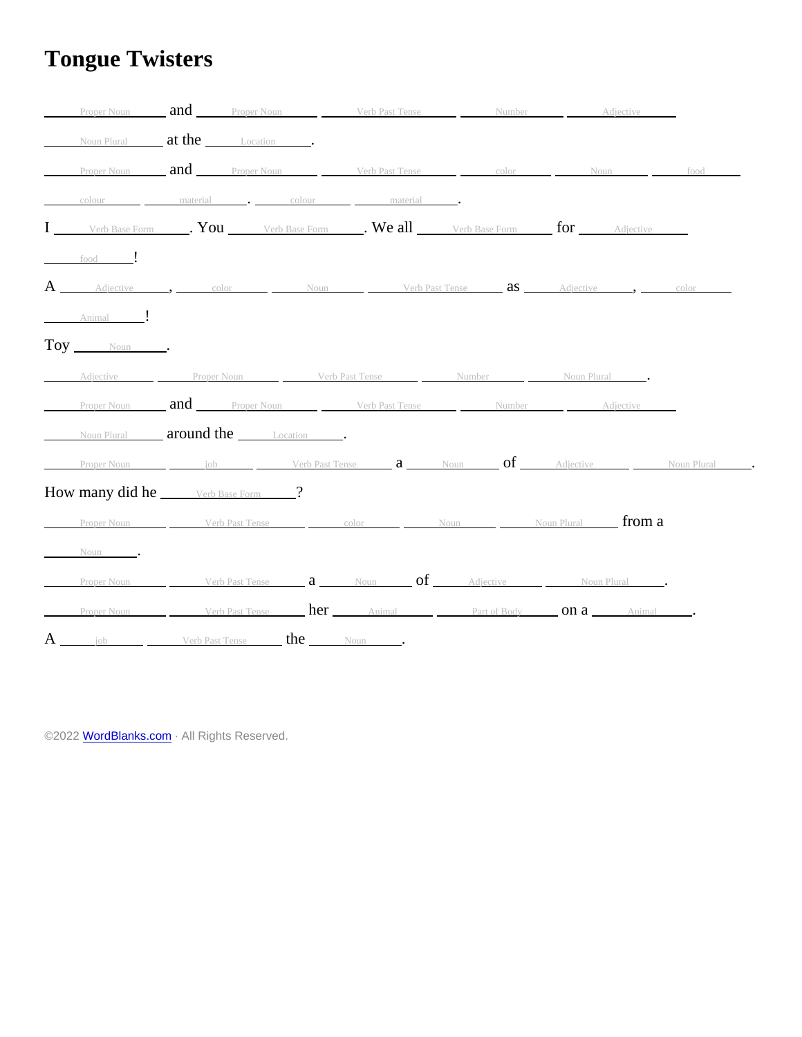# Tongue Twisters

\_\_\_\_\_Proper Noun\_\_\_\_\_ and \_\_\_\_\_Proper Noun\_\_\_\_\_ \_\_\_\_\_Verb Past Tense\_\_\_\_\_ \_\_\_\_\_Number\_\_\_\_\_ \_\_\_\_\_Adjective\_\_\_\_\_ \_\_\_\_\_Noun Plural\_\_\_\_\_ at the \_\_\_\_\_Location\_\_\_\_\_.

\_\_\_\_\_Proper Noun\_\_\_\_\_ and \_\_\_\_\_Proper Noun\_\_\_\_\_ \_\_\_\_\_Verb Past Tense\_\_\_\_\_ \_\_\_\_\_color\_\_\_\_\_ \_\_\_\_\_Noun\_\_\_\_\_ \_\_\_\_\_food\_\_\_\_\_ \_\_\_\_\_colour\_\_\_\_\_ \_\_\_\_\_material\_\_\_\_\_. \_\_\_\_\_colour\_\_\_\_\_ \_\_\_\_\_material\_\_\_\_\_.

I \_\_\_\_\_Verb Base Form\_\_\_\_\_. You \_\_\_\_\_Verb Base Form\_\_\_\_\_. We all \_\_\_\_\_Verb Base Form\_\_\_\_\_ for \_\_\_\_\_Adjective\_\_\_\_\_ \_\_\_\_\_food\_\_\_\_\_!

A \_\_\_\_\_Adjective\_\_\_\_\_, \_\_\_\_\_color\_\_\_\_\_ \_\_\_\_\_Noun\_\_\_\_\_ \_\_\_\_\_Verb Past Tense\_\_\_\_\_ as \_\_\_\_\_Adjective\_\_\_\_\_, \_\_\_\_\_color\_\_\_\_\_ \_\_\_\_\_Animal\_\_\_\_\_!

Toy \_\_\_\_\_Noun\_\_\_\_\_.

\_\_\_\_\_Adjective\_\_\_\_\_ \_\_\_\_\_Proper Noun\_\_\_\_\_ \_\_\_\_\_Verb Past Tense\_\_\_\_\_ \_\_\_\_\_Number\_\_\_\_\_ \_\_\_\_\_Noun Plural\_\_\_\_\_.

\_\_\_\_\_Proper Noun\_\_\_\_\_ and \_\_\_\_\_Proper Noun\_\_\_\_\_ \_\_\_\_\_Verb Past Tense\_\_\_\_\_ \_\_\_\_\_Number\_\_\_\_\_ \_\_\_\_\_Adjective\_\_\_\_\_ \_\_\_\_\_Noun Plural\_\_\_\_\_ around the \_\_\_\_\_Location\_\_\_\_\_.

\_\_\_\_\_Proper Noun\_\_\_\_\_ \_\_\_\_\_job\_\_\_\_\_ \_\_\_\_\_Verb Past Tense\_\_\_\_\_ a \_\_\_\_\_Noun\_\_\_\_\_ of \_\_\_\_\_Adjective\_\_\_\_\_ \_\_\_\_\_Noun Plural\_\_\_\_\_.

How many did he \_\_\_\_\_Verb Base Form\_\_\_\_\_?

\_\_\_\_\_Proper Noun\_\_\_\_\_ \_\_\_\_\_Verb Past Tense\_\_\_\_\_ \_\_\_\_\_color\_\_\_\_\_ \_\_\_\_\_Noun\_\_\_\_\_ \_\_\_\_\_Noun Plural\_\_\_\_\_ from a \_\_\_\_\_Noun\_\_\_\_\_.

\_\_\_\_\_Proper Noun\_\_\_\_\_ \_\_\_\_\_Verb Past Tense\_\_\_\_\_ a \_\_\_\_\_Noun\_\_\_\_\_ of \_\_\_\_\_Adjective\_\_\_\_\_ \_\_\_\_\_Noun Plural\_\_\_\_\_.

\_\_\_\_\_Proper Noun\_\_\_\_\_ \_\_\_\_\_Verb Past Tense\_\_\_\_\_ her \_\_\_\_\_Animal\_\_\_\_\_ \_\_\_\_\_Part of Body\_\_\_\_\_ on a \_\_\_\_\_Animal\_\_\_\_\_.

A \_\_\_\_\_job\_\_\_\_\_ \_\_\_\_\_Verb Past Tense\_\_\_\_\_ the \_\_\_\_\_Noun\_\_\_\_\_.

©2022 WordBlanks.com · All Rights Reserved.